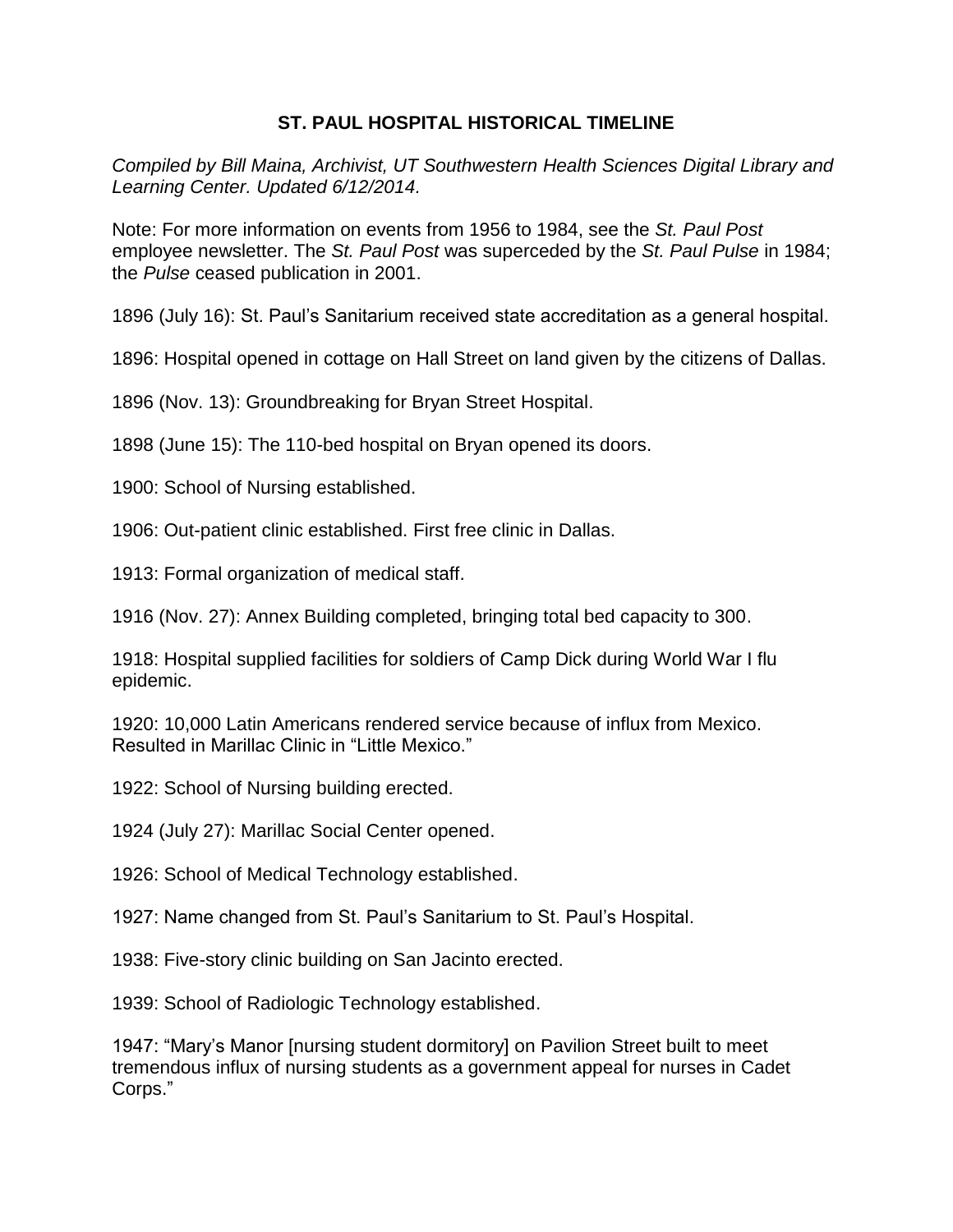# ST. PAUL HOSPITAL HISTORICAL TIMELINE

*Compiled by Bill Maina, Archivist, UT Southwestern Health Sciences Digital Library and Learning Center. Updated 6/12/2014.*

Note: For more information on events from 1956 to 1984, see the *St. Paul Post* employee newsletter. The *St. Paul Post* was superceded by the *St. Paul Pulse* in 1984; the *Pulse* ceased publication in 2001.

1896 (July 16): St. Paul's Sanitarium received state accreditation as a general hospital.

1896: Hospital opened in cottage on Hall Street on land given by the citizens of Dallas.

1896 (Nov. 13): Groundbreaking for Bryan Street Hospital.

1898 (June 15): The 110-bed hospital on Bryan opened its doors.

1900: School of Nursing established.

1906: Out-patient clinic established. First free clinic in Dallas.

1913: Formal organization of medical staff.

1916 (Nov. 27): Annex Building completed, bringing total bed capacity to 300.

1918: Hospital supplied facilities for soldiers of Camp Dick during World War I flu epidemic.

1920: 10,000 Latin Americans rendered service because of influx from Mexico. Resulted in Marillac Clinic in "Little Mexico."

1922: School of Nursing building erected.

1924 (July 27): Marillac Social Center opened.

1926: School of Medical Technology established.

1927: Name changed from St. Paul's Sanitarium to St. Paul's Hospital.

1938: Five-story clinic building on San Jacinto erected.

1939: School of Radiologic Technology established.

1947: "Mary's Manor [nursing student dormitory] on Pavilion Street built to meet tremendous influx of nursing students as a government appeal for nurses in Cadet Corps."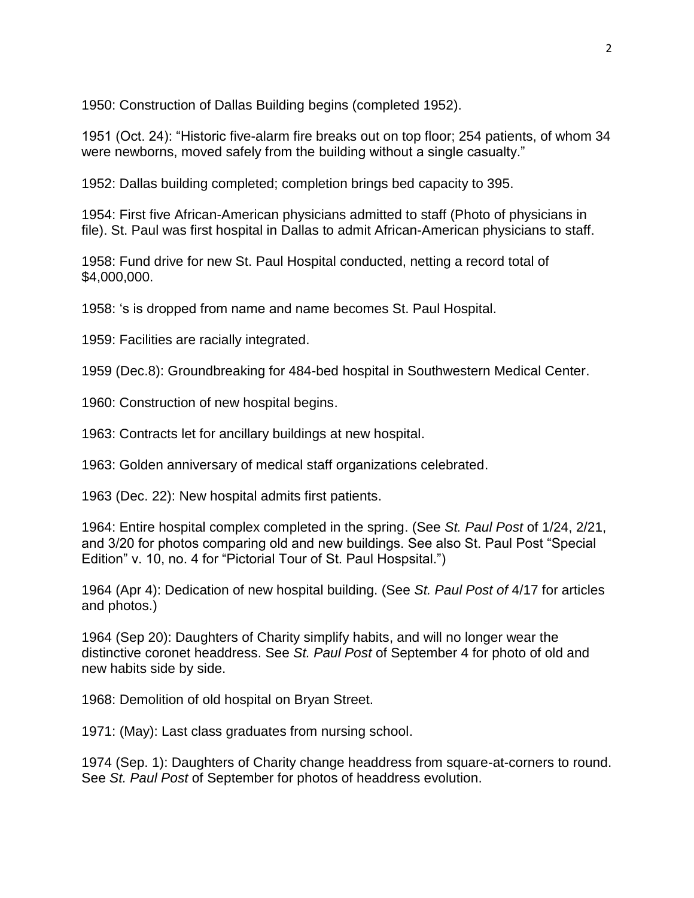1950: Construction of Dallas Building begins (completed 1952).

1951 (Oct. 24): "Historic five-alarm fire breaks out on top floor; 254 patients, of whom 34 were newborns, moved safely from the building without a single casualty."

1952: Dallas building completed; completion brings bed capacity to 395.

1954: First five African-American physicians admitted to staff (Photo of physicians in file). St. Paul was first hospital in Dallas to admit African-American physicians to staff.

1958: Fund drive for new St. Paul Hospital conducted, netting a record total of $4,000,000.

1958: 's is dropped from name and name becomes St. Paul Hospital.

1959: Facilities are racially integrated.

1959 (Dec.8): Groundbreaking for 484-bed hospital in Southwestern Medical Center.

1960: Construction of new hospital begins.

1963: Contracts let for ancillary buildings at new hospital.

1963: Golden anniversary of medical staff organizations celebrated.

1963 (Dec. 22): New hospital admits first patients.

1964: Entire hospital complex completed in the spring. (See *St. Paul Post* of 1/24, 2/21, and 3/20 for photos comparing old and new buildings. See also St. Paul Post "Special Edition" v. 10, no. 4 for "Pictorial Tour of St. Paul Hospsital.")

1964 (Apr 4): Dedication of new hospital building. (See *St. Paul Post of* 4/17 for articles and photos.)

1964 (Sep 20): Daughters of Charity simplify habits, and will no longer wear the distinctive coronet headdress. See *St. Paul Post* of September 4 for photo of old and new habits side by side.

1968: Demolition of old hospital on Bryan Street.

1971: (May): Last class graduates from nursing school.

1974 (Sep. 1): Daughters of Charity change headdress from square-at-corners to round. See *St. Paul Post* of September for photos of headdress evolution.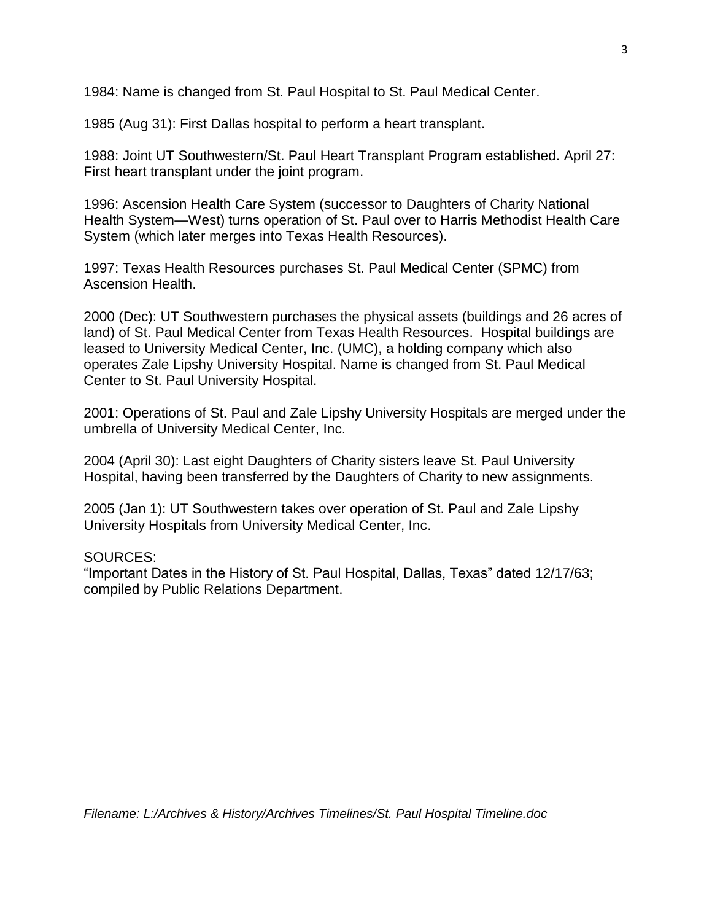1984: Name is changed from St. Paul Hospital to St. Paul Medical Center.

1985 (Aug 31): First Dallas hospital to perform a heart transplant.

1988: Joint UT Southwestern/St. Paul Heart Transplant Program established. April 27: First heart transplant under the joint program.

1996: Ascension Health Care System (successor to Daughters of Charity National Health System—West) turns operation of St. Paul over to Harris Methodist Health Care System (which later merges into Texas Health Resources).

1997: Texas Health Resources purchases St. Paul Medical Center (SPMC) from Ascension Health.

2000 (Dec): UT Southwestern purchases the physical assets (buildings and 26 acres of land) of St. Paul Medical Center from Texas Health Resources. Hospital buildings are leased to University Medical Center, Inc. (UMC), a holding company which also operates Zale Lipshy University Hospital. Name is changed from St. Paul Medical Center to St. Paul University Hospital.

2001: Operations of St. Paul and Zale Lipshy University Hospitals are merged under the umbrella of University Medical Center, Inc.

2004 (April 30): Last eight Daughters of Charity sisters leave St. Paul University Hospital, having been transferred by the Daughters of Charity to new assignments.

2005 (Jan 1): UT Southwestern takes over operation of St. Paul and Zale Lipshy University Hospitals from University Medical Center, Inc.

SOURCES:
"Important Dates in the History of St. Paul Hospital, Dallas, Texas" dated 12/17/63; compiled by Public Relations Department.

*Filename: L:/Archives & History/Archives Timelines/St. Paul Hospital Timeline.doc*